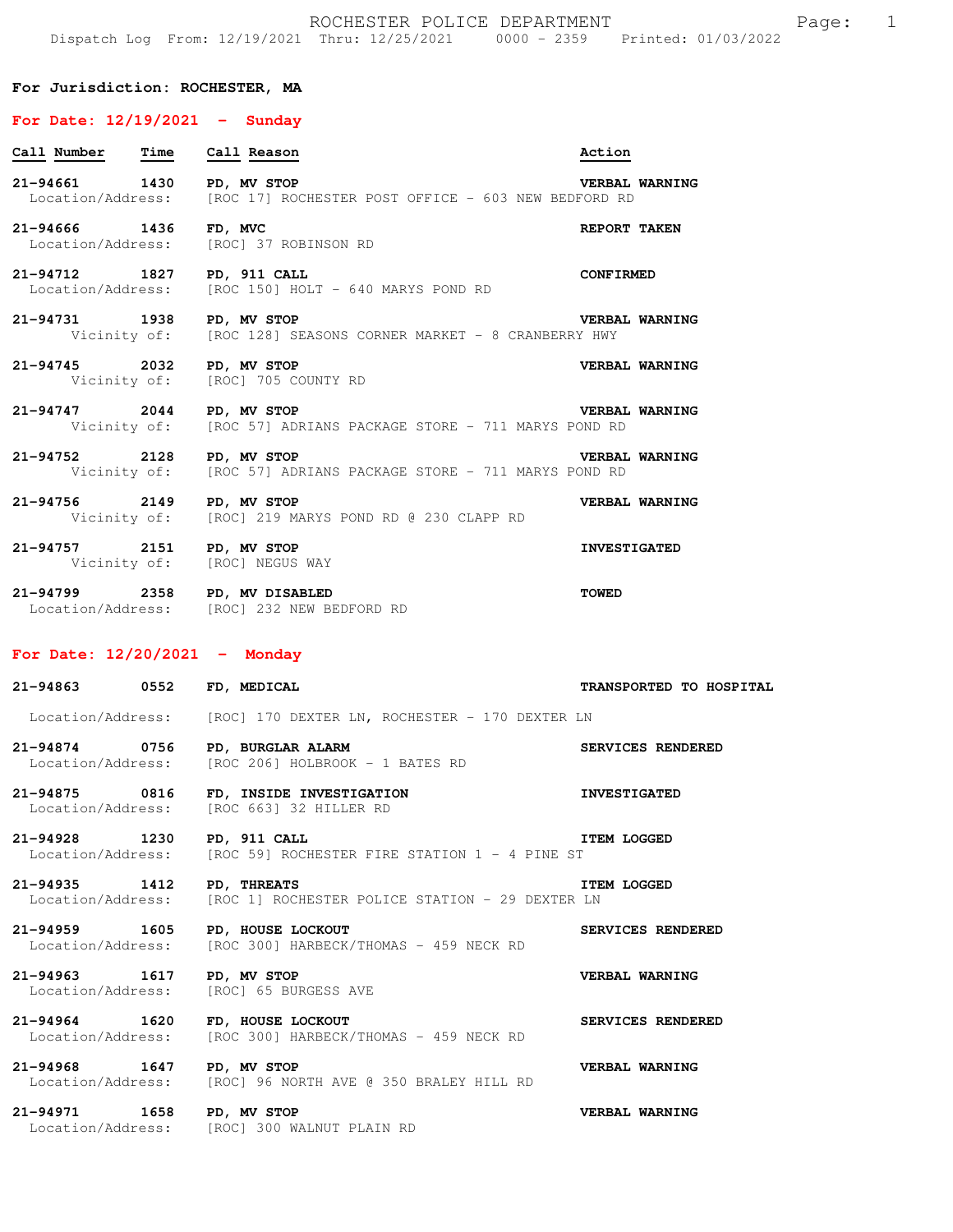ROCHESTER POLICE DEPARTMENT

Dispatch Log From: 12/19/2021 Thru: 12/25/2021 0000 - 2359 Printed: 01/03/2022

**For Jurisdiction: ROCHESTER, MA**

## For Date: 12/19/2021 - Sunday

| Call Number | Time | Call Reason | Action |
|---|---|---|---|
| 21-94661 | 1430 | PD, MV STOP | VERBAL WARNING |
| Location/Address: | | [ROC 17] ROCHESTER POST OFFICE - 603 NEW BEDFORD RD | |
| 21-94666 | 1436 | FD, MVC | REPORT TAKEN |
| Location/Address: | | [ROC] 37 ROBINSON RD | |
| 21-94712 | 1827 | PD, 911 CALL | CONFIRMED |
| Location/Address: | | [ROC 150] HOLT - 640 MARYS POND RD | |
| 21-94731 | 1938 | PD, MV STOP | VERBAL WARNING |
| Vicinity of: | | [ROC 128] SEASONS CORNER MARKET - 8 CRANBERRY HWY | |
| 21-94745 | 2032 | PD, MV STOP | VERBAL WARNING |
| Vicinity of: | | [ROC] 705 COUNTY RD | |
| 21-94747 | 2044 | PD, MV STOP | VERBAL WARNING |
| Vicinity of: | | [ROC 57] ADRIANS PACKAGE STORE - 711 MARYS POND RD | |
| 21-94752 | 2128 | PD, MV STOP | VERBAL WARNING |
| Vicinity of: | | [ROC 57] ADRIANS PACKAGE STORE - 711 MARYS POND RD | |
| 21-94756 | 2149 | PD, MV STOP | VERBAL WARNING |
| Vicinity of: | | [ROC] 219 MARYS POND RD @ 230 CLAPP RD | |
| 21-94757 | 2151 | PD, MV STOP | INVESTIGATED |
| Vicinity of: | | [ROC] NEGUS WAY | |
| 21-94799 | 2358 | PD, MV DISABLED | TOWED |
| Location/Address: | | [ROC] 232 NEW BEDFORD RD | |

## For Date: 12/20/2021 - Monday

| Call Number | Time | Call Reason | Action |
|---|---|---|---|
| 21-94863 | 0552 | FD, MEDICAL | TRANSPORTED TO HOSPITAL |
| Location/Address: | | [ROC] 170 DEXTER LN, ROCHESTER - 170 DEXTER LN | |
| 21-94874 | 0756 | PD, BURGLAR ALARM | SERVICES RENDERED |
| Location/Address: | | [ROC 206] HOLBROOK - 1 BATES RD | |
| 21-94875 | 0816 | FD, INSIDE INVESTIGATION | INVESTIGATED |
| Location/Address: | | [ROC 663] 32 HILLER RD | |
| 21-94928 | 1230 | PD, 911 CALL | ITEM LOGGED |
| Location/Address: | | [ROC 59] ROCHESTER FIRE STATION 1 - 4 PINE ST | |
| 21-94935 | 1412 | PD, THREATS | ITEM LOGGED |
| Location/Address: | | [ROC 1] ROCHESTER POLICE STATION - 29 DEXTER LN | |
| 21-94959 | 1605 | PD, HOUSE LOCKOUT | SERVICES RENDERED |
| Location/Address: | | [ROC 300] HARBECK/THOMAS - 459 NECK RD | |
| 21-94963 | 1617 | PD, MV STOP | VERBAL WARNING |
| Location/Address: | | [ROC] 65 BURGESS AVE | |
| 21-94964 | 1620 | FD, HOUSE LOCKOUT | SERVICES RENDERED |
| Location/Address: | | [ROC 300] HARBECK/THOMAS - 459 NECK RD | |
| 21-94968 | 1647 | PD, MV STOP | VERBAL WARNING |
| Location/Address: | | [ROC] 96 NORTH AVE @ 350 BRALEY HILL RD | |
| 21-94971 | 1658 | PD, MV STOP | VERBAL WARNING |
| Location/Address: | | [ROC] 300 WALNUT PLAIN RD | |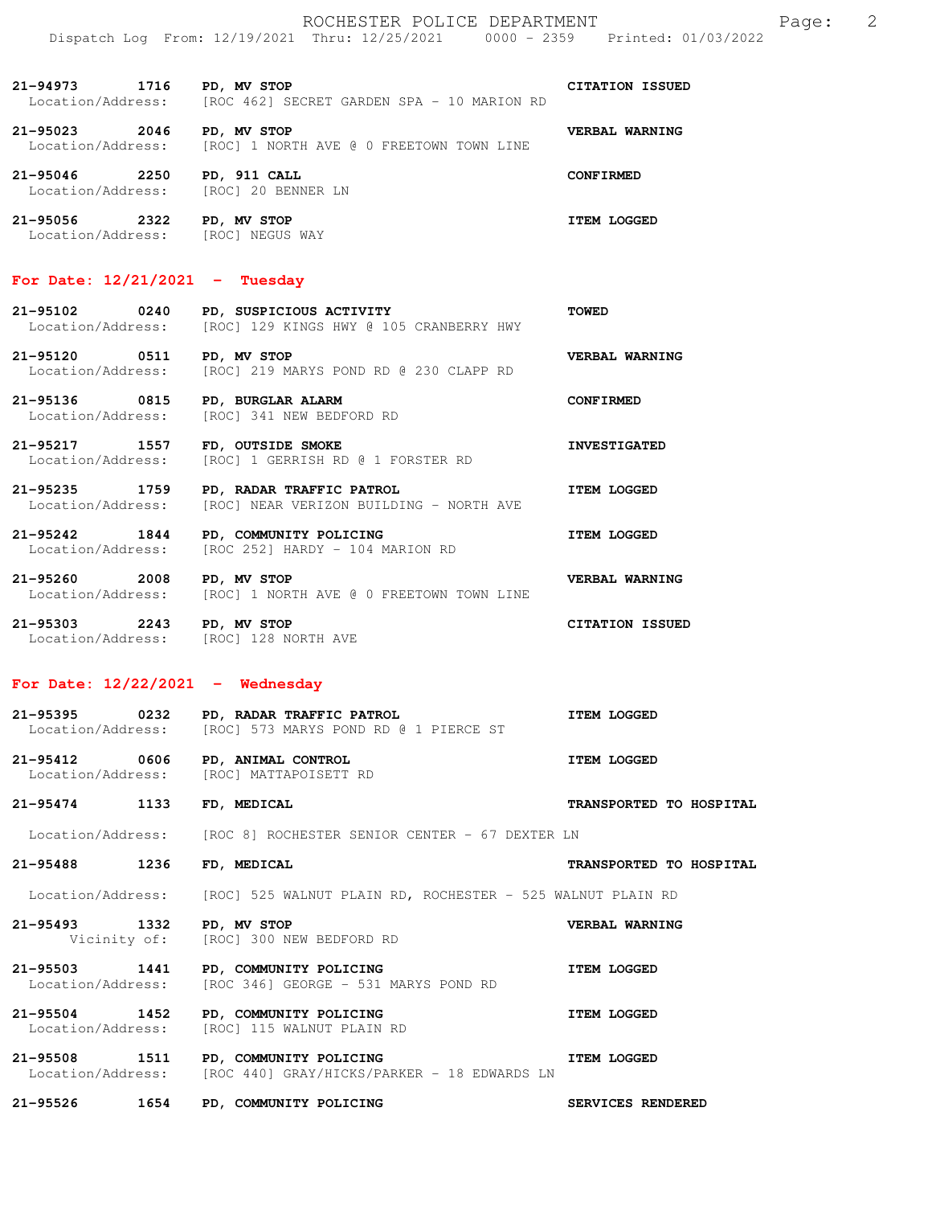21-94973 1716 **PD, MV STOP** **CITATION ISSUED**
Location/Address: [ROC 462] SECRET GARDEN SPA - 10 MARION RD

21-95023 2046 **PD, MV STOP** **VERBAL WARNING**
Location/Address: [ROC] 1 NORTH AVE @ 0 FREETOWN TOWN LINE

21-95046 2250 **PD, 911 CALL** **CONFIRMED**
Location/Address: [ROC] 20 BENNER LN

21-95056 2322 **PD, MV STOP** **ITEM LOGGED**
Location/Address: [ROC] NEGUS WAY

## For Date: 12/21/2021 - Tuesday

21-95102 0240 **PD, SUSPICIOUS ACTIVITY** **TOWED**
Location/Address: [ROC] 129 KINGS HWY @ 105 CRANBERRY HWY

21-95120 0511 **PD, MV STOP** **VERBAL WARNING**
Location/Address: [ROC] 219 MARYS POND RD @ 230 CLAPP RD

21-95136 0815 **PD, BURGLAR ALARM** **CONFIRMED**
Location/Address: [ROC] 341 NEW BEDFORD RD

21-95217 1557 **FD, OUTSIDE SMOKE** **INVESTIGATED**
Location/Address: [ROC] 1 GERRISH RD @ 1 FORSTER RD

21-95235 1759 **PD, RADAR TRAFFIC PATROL** **ITEM LOGGED**
Location/Address: [ROC] NEAR VERIZON BUILDING - NORTH AVE

21-95242 1844 **PD, COMMUNITY POLICING** **ITEM LOGGED**
Location/Address: [ROC 252] HARDY - 104 MARION RD

21-95260 2008 **PD, MV STOP** **VERBAL WARNING**
Location/Address: [ROC] 1 NORTH AVE @ 0 FREETOWN TOWN LINE

21-95303 2243 **PD, MV STOP** **CITATION ISSUED**
Location/Address: [ROC] 128 NORTH AVE

## For Date: 12/22/2021 - Wednesday

21-95395 0232 **PD, RADAR TRAFFIC PATROL** **ITEM LOGGED**
Location/Address: [ROC] 573 MARYS POND RD @ 1 PIERCE ST

21-95412 0606 **PD, ANIMAL CONTROL** **ITEM LOGGED**
Location/Address: [ROC] MATTAPOISETT RD

21-95474 1133 **FD, MEDICAL** **TRANSPORTED TO HOSPITAL**
Location/Address: [ROC 8] ROCHESTER SENIOR CENTER - 67 DEXTER LN

21-95488 1236 **FD, MEDICAL** **TRANSPORTED TO HOSPITAL**
Location/Address: [ROC] 525 WALNUT PLAIN RD, ROCHESTER - 525 WALNUT PLAIN RD

21-95493 1332 **PD, MV STOP** **VERBAL WARNING**
Vicinity of: [ROC] 300 NEW BEDFORD RD

21-95503 1441 **PD, COMMUNITY POLICING** **ITEM LOGGED**
Location/Address: [ROC 346] GEORGE - 531 MARYS POND RD

21-95504 1452 **PD, COMMUNITY POLICING** **ITEM LOGGED**
Location/Address: [ROC] 115 WALNUT PLAIN RD

21-95508 1511 **PD, COMMUNITY POLICING** **ITEM LOGGED**
Location/Address: [ROC 440] GRAY/HICKS/PARKER - 18 EDWARDS LN

21-95526 1654 **PD, COMMUNITY POLICING** **SERVICES RENDERED**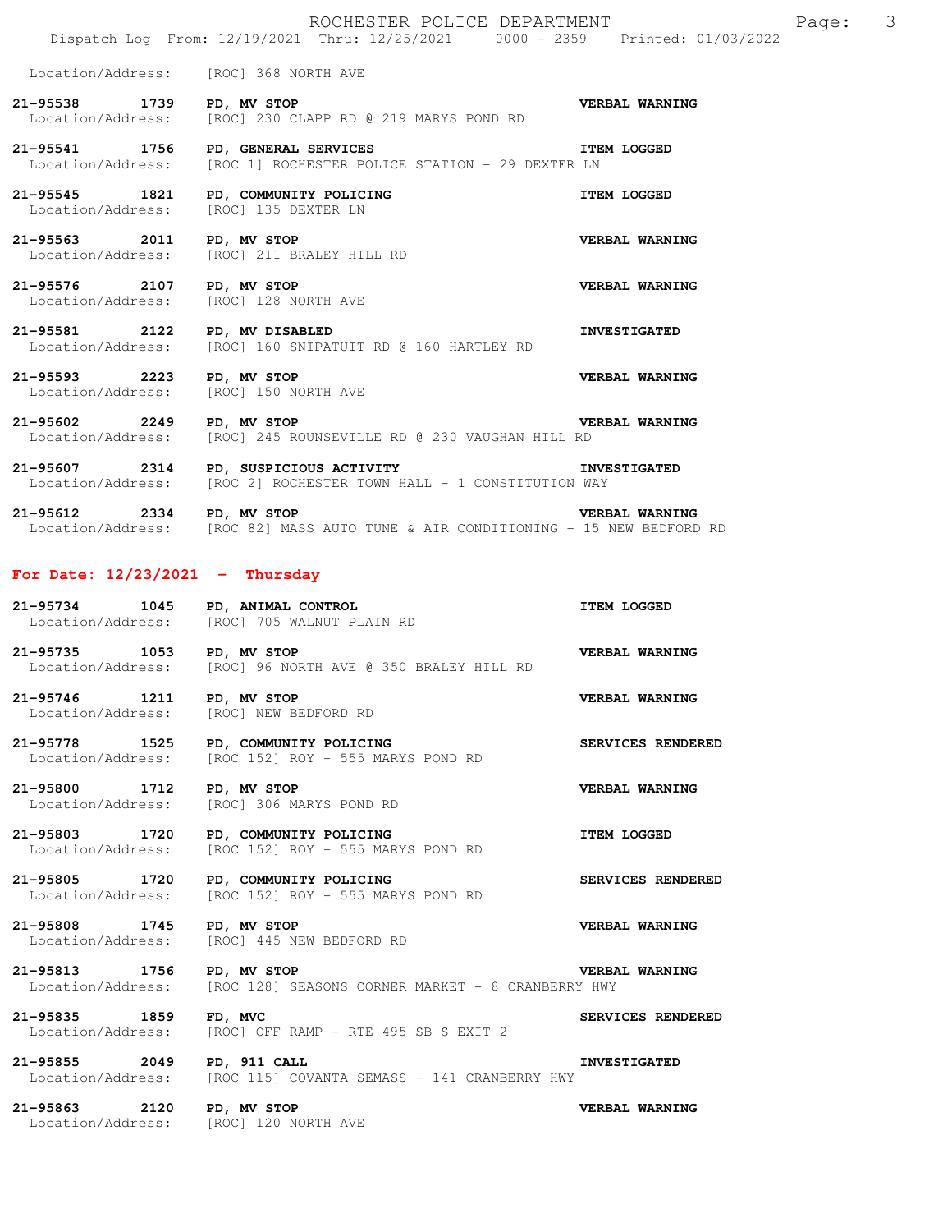Location/Address: [ROC] 368 NORTH AVE

**21-95538 1739 PD, MV STOP** **VERBAL WARNING**
Location/Address: [ROC] 230 CLAPP RD @ 219 MARYS POND RD

**21-95541 1756 PD, GENERAL SERVICES** **ITEM LOGGED**
Location/Address: [ROC 1] ROCHESTER POLICE STATION - 29 DEXTER LN

**21-95545 1821 PD, COMMUNITY POLICING** **ITEM LOGGED**
Location/Address: [ROC] 135 DEXTER LN

**21-95563 2011 PD, MV STOP** **VERBAL WARNING**
Location/Address: [ROC] 211 BRALEY HILL RD

**21-95576 2107 PD, MV STOP** **VERBAL WARNING**
Location/Address: [ROC] 128 NORTH AVE

**21-95581 2122 PD, MV DISABLED** **INVESTIGATED**
Location/Address: [ROC] 160 SNIPATUIT RD @ 160 HARTLEY RD

**21-95593 2223 PD, MV STOP** **VERBAL WARNING**
Location/Address: [ROC] 150 NORTH AVE

**21-95602 2249 PD, MV STOP** **VERBAL WARNING**
Location/Address: [ROC] 245 ROUNSEVILLE RD @ 230 VAUGHAN HILL RD

**21-95607 2314 PD, SUSPICIOUS ACTIVITY** **INVESTIGATED**
Location/Address: [ROC 2] ROCHESTER TOWN HALL - 1 CONSTITUTION WAY

**21-95612 2334 PD, MV STOP** **VERBAL WARNING**
Location/Address: [ROC 82] MASS AUTO TUNE & AIR CONDITIONING - 15 NEW BEDFORD RD

## For Date: 12/23/2021 - Thursday

**21-95734 1045 PD, ANIMAL CONTROL** **ITEM LOGGED**
Location/Address: [ROC] 705 WALNUT PLAIN RD

**21-95735 1053 PD, MV STOP** **VERBAL WARNING**
Location/Address: [ROC] 96 NORTH AVE @ 350 BRALEY HILL RD

**21-95746 1211 PD, MV STOP** **VERBAL WARNING**
Location/Address: [ROC] NEW BEDFORD RD

**21-95778 1525 PD, COMMUNITY POLICING** **SERVICES RENDERED**
Location/Address: [ROC 152] ROY - 555 MARYS POND RD

**21-95800 1712 PD, MV STOP** **VERBAL WARNING**
Location/Address: [ROC] 306 MARYS POND RD

**21-95803 1720 PD, COMMUNITY POLICING** **ITEM LOGGED**
Location/Address: [ROC 152] ROY - 555 MARYS POND RD

**21-95805 1720 PD, COMMUNITY POLICING** **SERVICES RENDERED**
Location/Address: [ROC 152] ROY - 555 MARYS POND RD

**21-95808 1745 PD, MV STOP** **VERBAL WARNING**
Location/Address: [ROC] 445 NEW BEDFORD RD

**21-95813 1756 PD, MV STOP** **VERBAL WARNING**
Location/Address: [ROC 128] SEASONS CORNER MARKET - 8 CRANBERRY HWY

**21-95835 1859 FD, MVC** **SERVICES RENDERED**
Location/Address: [ROC] OFF RAMP - RTE 495 SB S EXIT 2

**21-95855 2049 PD, 911 CALL** **INVESTIGATED**
Location/Address: [ROC 115] COVANTA SEMASS - 141 CRANBERRY HWY

**21-95863 2120 PD, MV STOP** **VERBAL WARNING**
Location/Address: [ROC] 120 NORTH AVE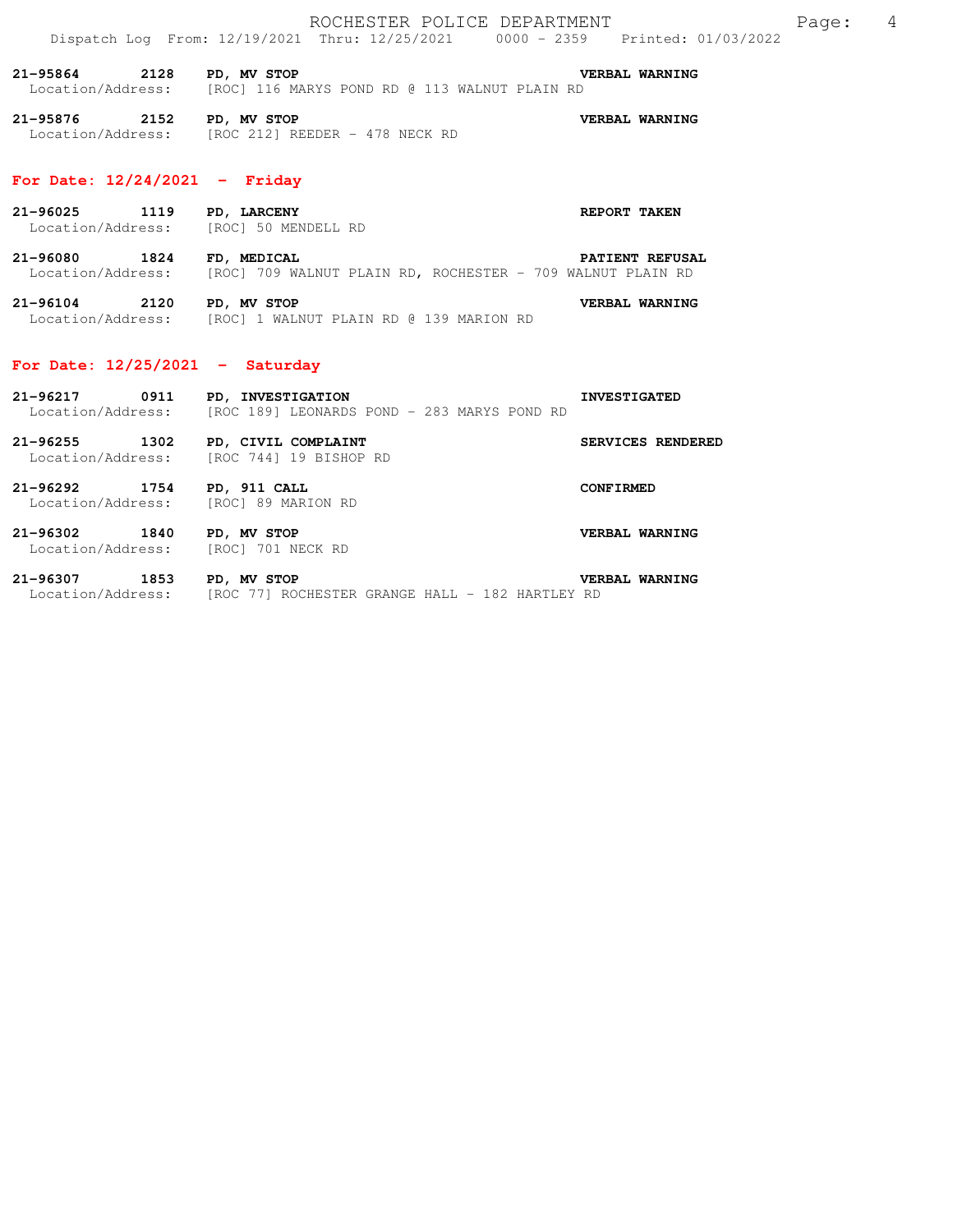21-95864 2128 PD, MV STOP VERBAL WARNING
Location/Address: [ROC] 116 MARYS POND RD @ 113 WALNUT PLAIN RD

21-95876 2152 PD, MV STOP VERBAL WARNING
Location/Address: [ROC 212] REEDER - 478 NECK RD

## For Date: 12/24/2021 - Friday

21-96025 1119 PD, LARCENY REPORT TAKEN
Location/Address: [ROC] 50 MENDELL RD

21-96080 1824 FD, MEDICAL PATIENT REFUSAL
Location/Address: [ROC] 709 WALNUT PLAIN RD, ROCHESTER - 709 WALNUT PLAIN RD

21-96104 2120 PD, MV STOP VERBAL WARNING
Location/Address: [ROC] 1 WALNUT PLAIN RD @ 139 MARION RD

## For Date: 12/25/2021 - Saturday

21-96217 0911 PD, INVESTIGATION INVESTIGATED
Location/Address: [ROC 189] LEONARDS POND - 283 MARYS POND RD

21-96255 1302 PD, CIVIL COMPLAINT SERVICES RENDERED
Location/Address: [ROC 744] 19 BISHOP RD

21-96292 1754 PD, 911 CALL CONFIRMED
Location/Address: [ROC] 89 MARION RD

21-96302 1840 PD, MV STOP VERBAL WARNING
Location/Address: [ROC] 701 NECK RD

21-96307 1853 PD, MV STOP VERBAL WARNING
Location/Address: [ROC 77] ROCHESTER GRANGE HALL - 182 HARTLEY RD